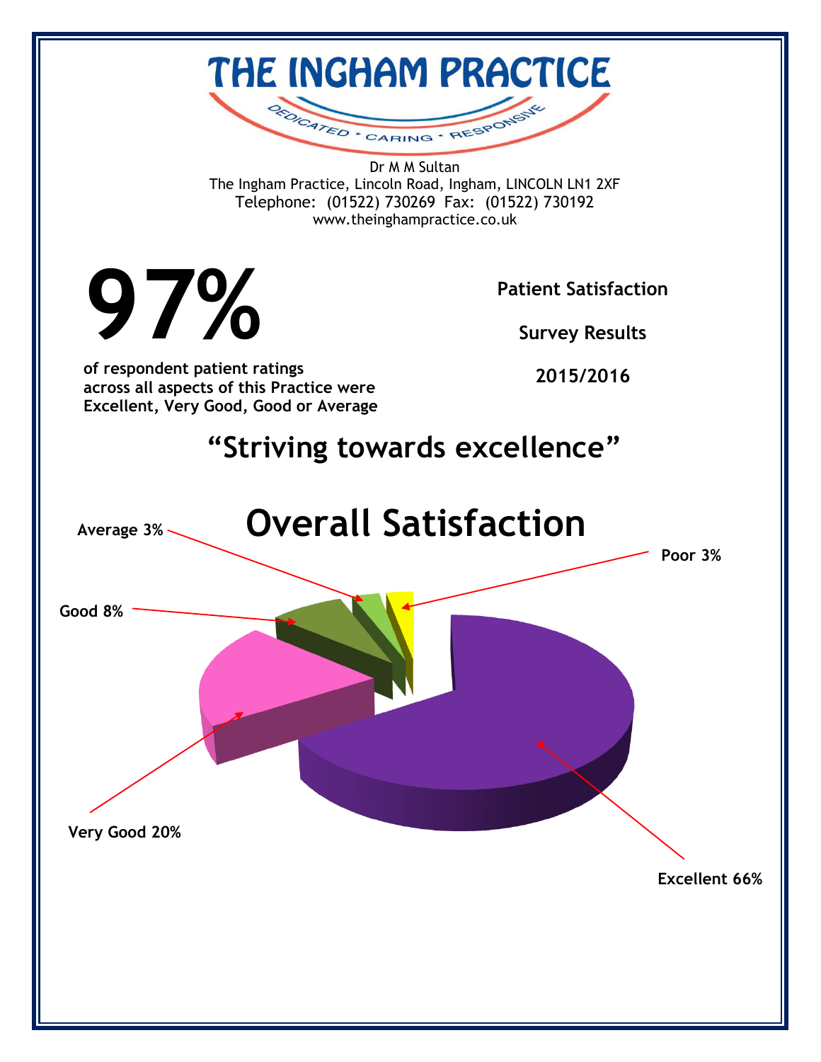# THE INGHAM PRACTICE

DEDICATED * CARING * RESPONSIVE

Dr M M Sultan
The Ingham Practice, Lincoln Road, Ingham, LINCOLN LN1 2XF
Telephone: (01522) 730269 Fax: (01522) 730192
www.theinghampractice.co.uk

# 97%

**of respondent patient ratings across all aspects of this Practice were Excellent, Very Good, Good or Average**

**Patient Satisfaction**

**Survey Results**

**2015/2016**

## "Striving towards excellence"

## Overall Satisfaction

- **Excellent 66%**
- **Very Good 20%**
- **Good 8%**
- **Average 3%**
- **Poor 3%**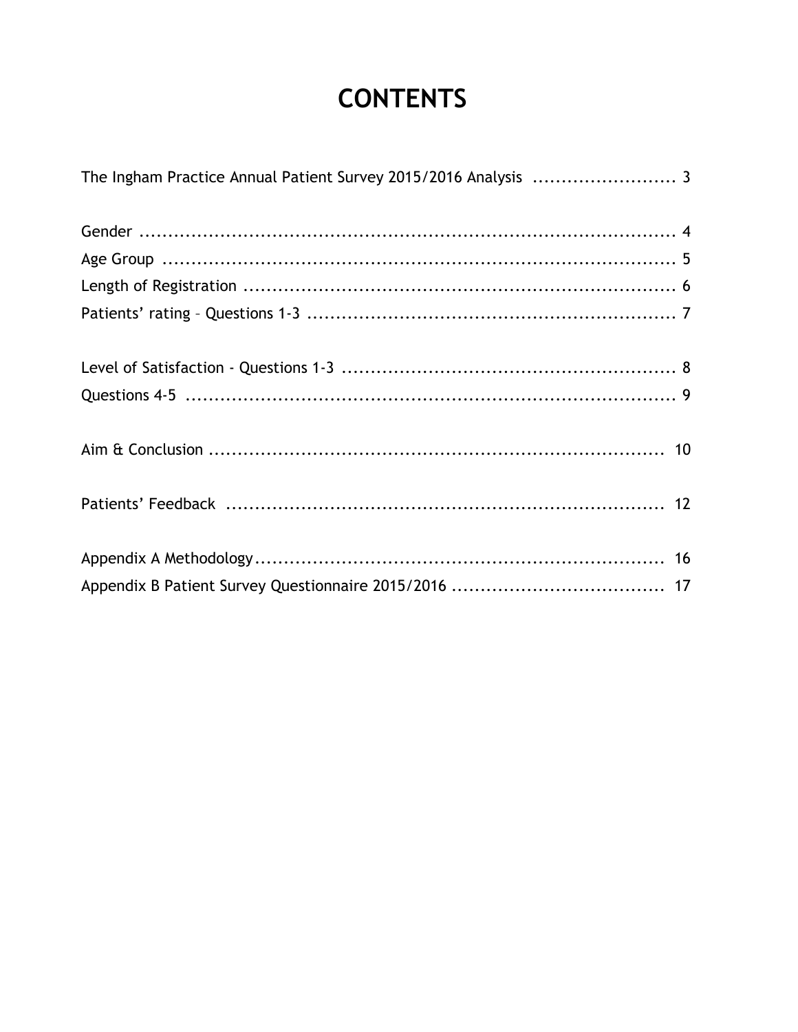# CONTENTS

The Ingham Practice Annual Patient Survey 2015/2016 Analysis ......................... 3

Gender ..................................................................................... 4

Age Group ................................................................................. 5

Length of Registration .................................................................. 6

Patients' rating – Questions 1-3 ....................................................... 7

Level of Satisfaction - Questions 1-3 ................................................. 8

Questions 4-5 ............................................................................. 9

Aim & Conclusion ........................................................................ 10

Patients' Feedback ...................................................................... 12

Appendix A Methodology................................................................ 16

Appendix B Patient Survey Questionnaire 2015/2016 .................................... 17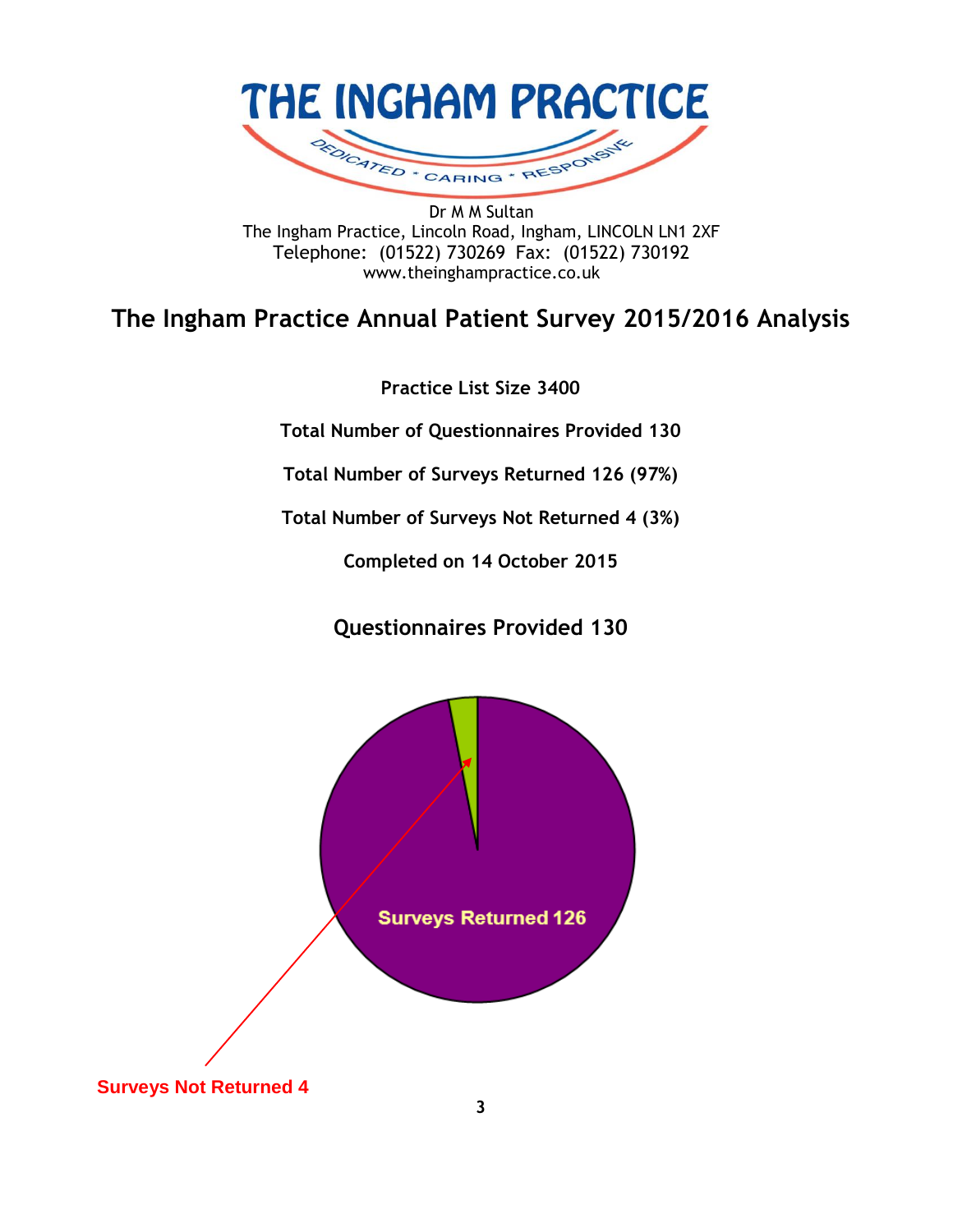# THE INGHAM PRACTICE

DEDICATED * CARING * RESPONSIVE

Dr M M Sultan
The Ingham Practice, Lincoln Road, Ingham, LINCOLN LN1 2XF
Telephone: (01522) 730269 Fax: (01522) 730192
www.theinghampractice.co.uk

## The Ingham Practice Annual Patient Survey 2015/2016 Analysis

**Practice List Size 3400**

**Total Number of Questionnaires Provided 130**

**Total Number of Surveys Returned 126 (97%)**

**Total Number of Surveys Not Returned 4 (3%)**

**Completed on 14 October 2015**

### Questionnaires Provided 130

Surveys Returned 126

Surveys Not Returned 4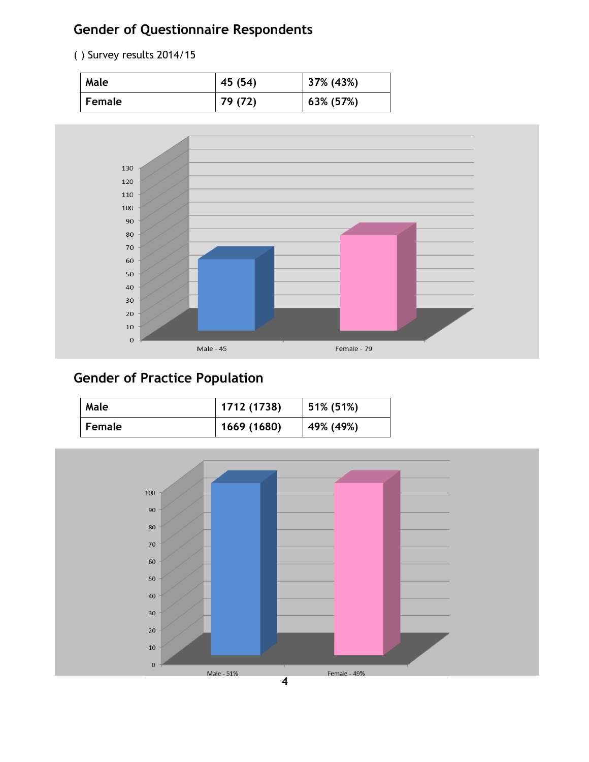## Gender of Questionnaire Respondents

( ) Survey results 2014/15

| Male | 45 (54) | 37% (43%) |
|---|---|---|
| Female | 79 (72) | 63% (57%) |

## Gender of Practice Population

| Male | 1712 (1738) | 51% (51%) |
|---|---|---|
| Female | 1669 (1680) | 49% (49%) |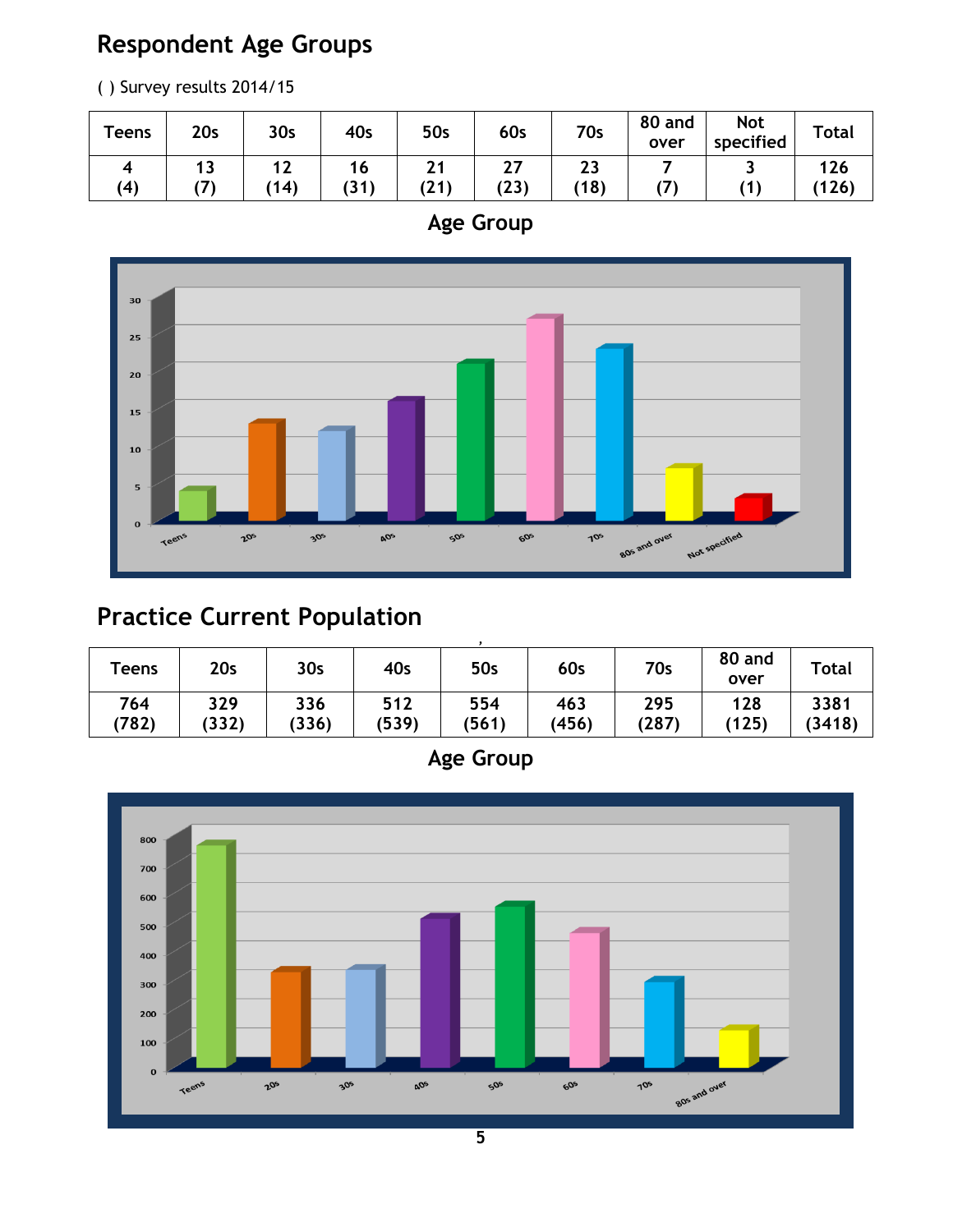## Respondent Age Groups

( ) Survey results 2014/15

| Teens | 20s | 30s | 40s | 50s | 60s | 70s | 80 and over | Not specified | Total |
|---|---|---|---|---|---|---|---|---|---|
| 4 (4) | 13 (7) | 12 (14) | 16 (31) | 21 (21) | 27 (23) | 23 (18) | 7 (7) | 3 (1) | 126 (126) |

**Age Group**

## Practice Current Population

| Teens | 20s | 30s | 40s | 50s | 60s | 70s | 80 and over | Total |
|---|---|---|---|---|---|---|---|---|
| 764 (782) | 329 (332) | 336 (336) | 512 (539) | 554 (561) | 463 (456) | 295 (287) | 128 (125) | 3381 (3418) |

**Age Group**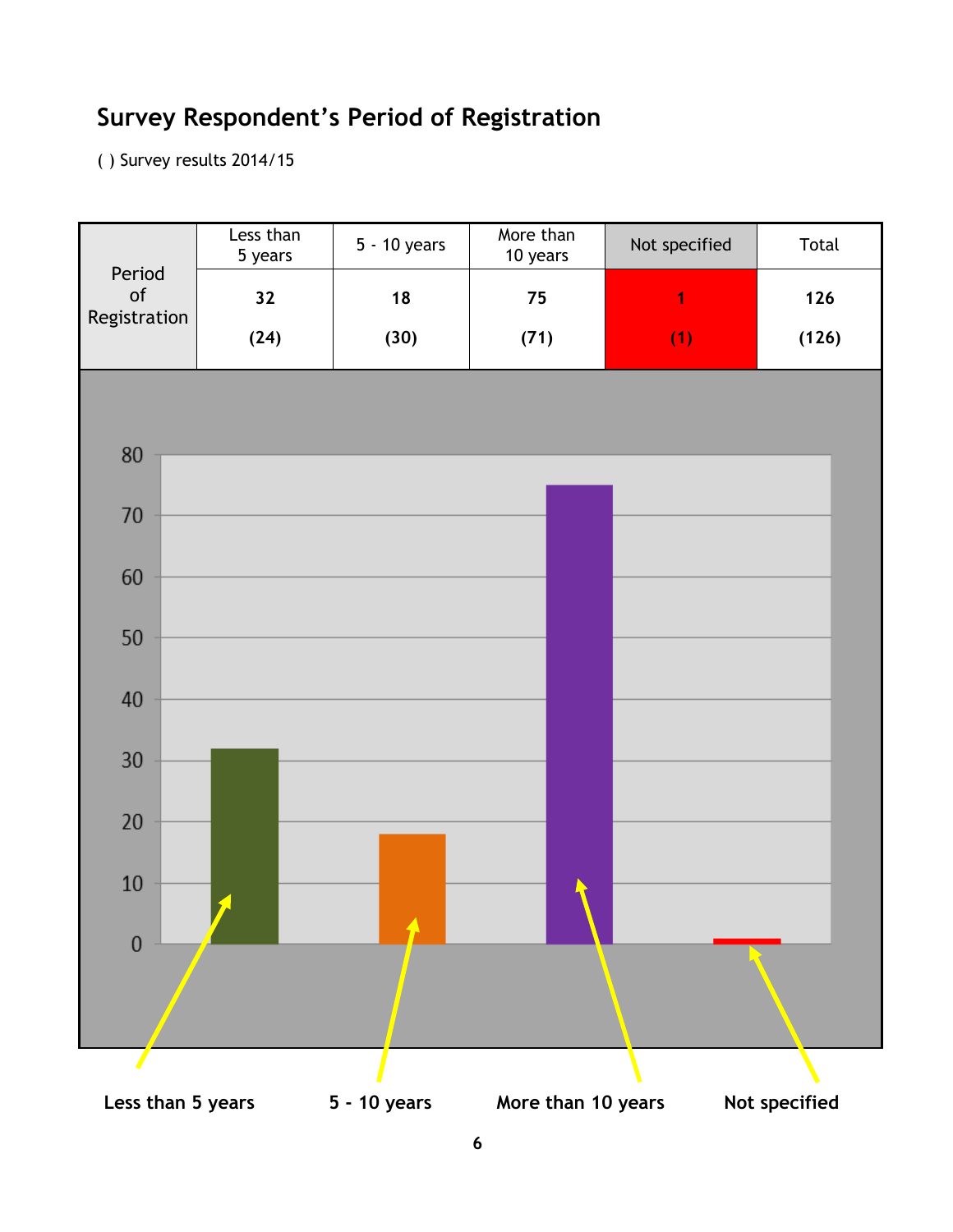## Survey Respondent's Period of Registration

( ) Survey results 2014/15

| Period of Registration | Less than 5 years | 5 - 10 years | More than 10 years | Not specified | Total |
|---|---|---|---|---|---|
| | **32** | **18** | **75** | **1** | **126** |
| | **(24)** | **(30)** | **(71)** | **(1)** | **(126)** |

**Less than 5 years** **5 - 10 years** **More than 10 years** **Not specified**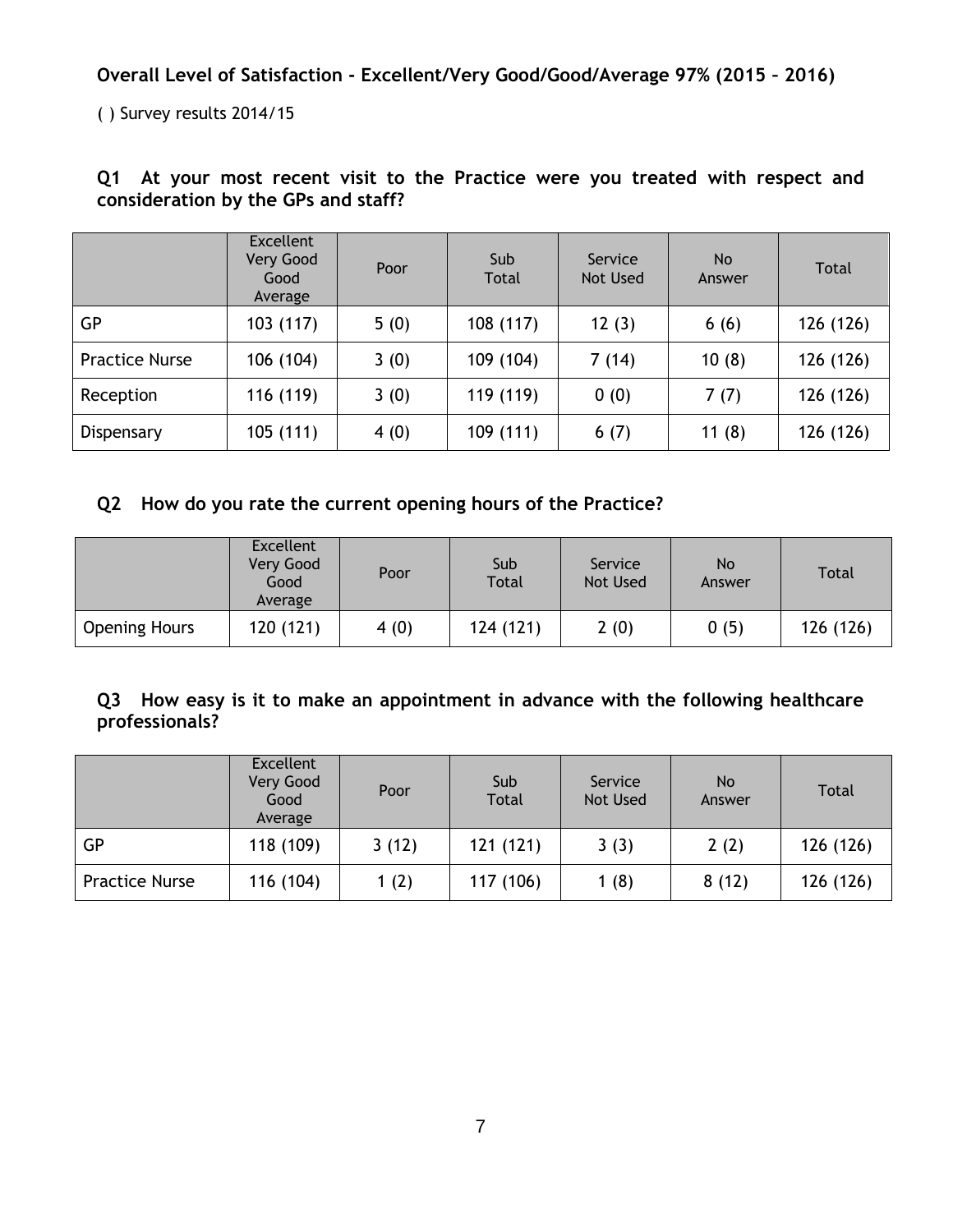**Overall Level of Satisfaction - Excellent/Very Good/Good/Average 97% (2015 – 2016)**

( ) Survey results 2014/15

### Q1 At your most recent visit to the Practice were you treated with respect and consideration by the GPs and staff?

| | Excellent Very Good Good Average | Poor | Sub Total | Service Not Used | No Answer | Total |
|---|---|---|---|---|---|---|
| GP | 103 (117) | 5 (0) | 108 (117) | 12 (3) | 6 (6) | 126 (126) |
| Practice Nurse | 106 (104) | 3 (0) | 109 (104) | 7 (14) | 10 (8) | 126 (126) |
| Reception | 116 (119) | 3 (0) | 119 (119) | 0 (0) | 7 (7) | 126 (126) |
| Dispensary | 105 (111) | 4 (0) | 109 (111) | 6 (7) | 11 (8) | 126 (126) |

### Q2 How do you rate the current opening hours of the Practice?

| | Excellent Very Good Good Average | Poor | Sub Total | Service Not Used | No Answer | Total |
|---|---|---|---|---|---|---|
| Opening Hours | 120 (121) | 4 (0) | 124 (121) | 2 (0) | 0 (5) | 126 (126) |

### Q3 How easy is it to make an appointment in advance with the following healthcare professionals?

| | Excellent Very Good Good Average | Poor | Sub Total | Service Not Used | No Answer | Total |
|---|---|---|---|---|---|---|
| GP | 118 (109) | 3 (12) | 121 (121) | 3 (3) | 2 (2) | 126 (126) |
| Practice Nurse | 116 (104) | 1 (2) | 117 (106) | 1 (8) | 8 (12) | 126 (126) |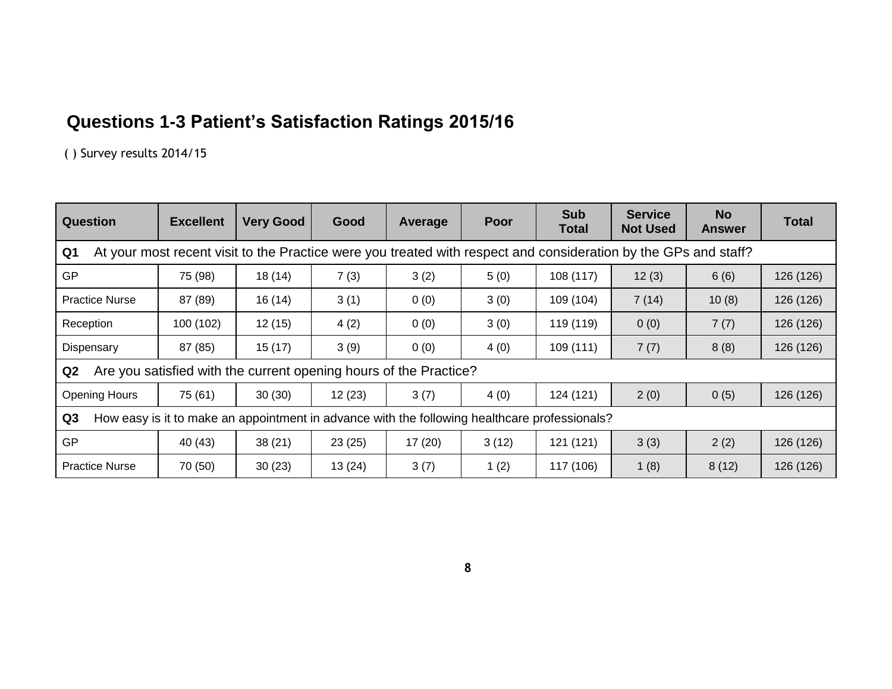## Questions 1-3 Patient's Satisfaction Ratings 2015/16

( ) Survey results 2014/15

| Question | Excellent | Very Good | Good | Average | Poor | Sub Total | Service Not Used | No Answer | Total |
|---|---|---|---|---|---|---|---|---|---|
| **Q1** At your most recent visit to the Practice were you treated with respect and consideration by the GPs and staff? | | | | | | | | | |
| GP | 75 (98) | 18 (14) | 7 (3) | 3 (2) | 5 (0) | 108 (117) | 12 (3) | 6 (6) | 126 (126) |
| Practice Nurse | 87 (89) | 16 (14) | 3 (1) | 0 (0) | 3 (0) | 109 (104) | 7 (14) | 10 (8) | 126 (126) |
| Reception | 100 (102) | 12 (15) | 4 (2) | 0 (0) | 3 (0) | 119 (119) | 0 (0) | 7 (7) | 126 (126) |
| Dispensary | 87 (85) | 15 (17) | 3 (9) | 0 (0) | 4 (0) | 109 (111) | 7 (7) | 8 (8) | 126 (126) |
| **Q2** Are you satisfied with the current opening hours of the Practice? | | | | | | | | | |
| Opening Hours | 75 (61) | 30 (30) | 12 (23) | 3 (7) | 4 (0) | 124 (121) | 2 (0) | 0 (5) | 126 (126) |
| **Q3** How easy is it to make an appointment in advance with the following healthcare professionals? | | | | | | | | | |
| GP | 40 (43) | 38 (21) | 23 (25) | 17 (20) | 3 (12) | 121 (121) | 3 (3) | 2 (2) | 126 (126) |
| Practice Nurse | 70 (50) | 30 (23) | 13 (24) | 3 (7) | 1 (2) | 117 (106) | 1 (8) | 8 (12) | 126 (126) |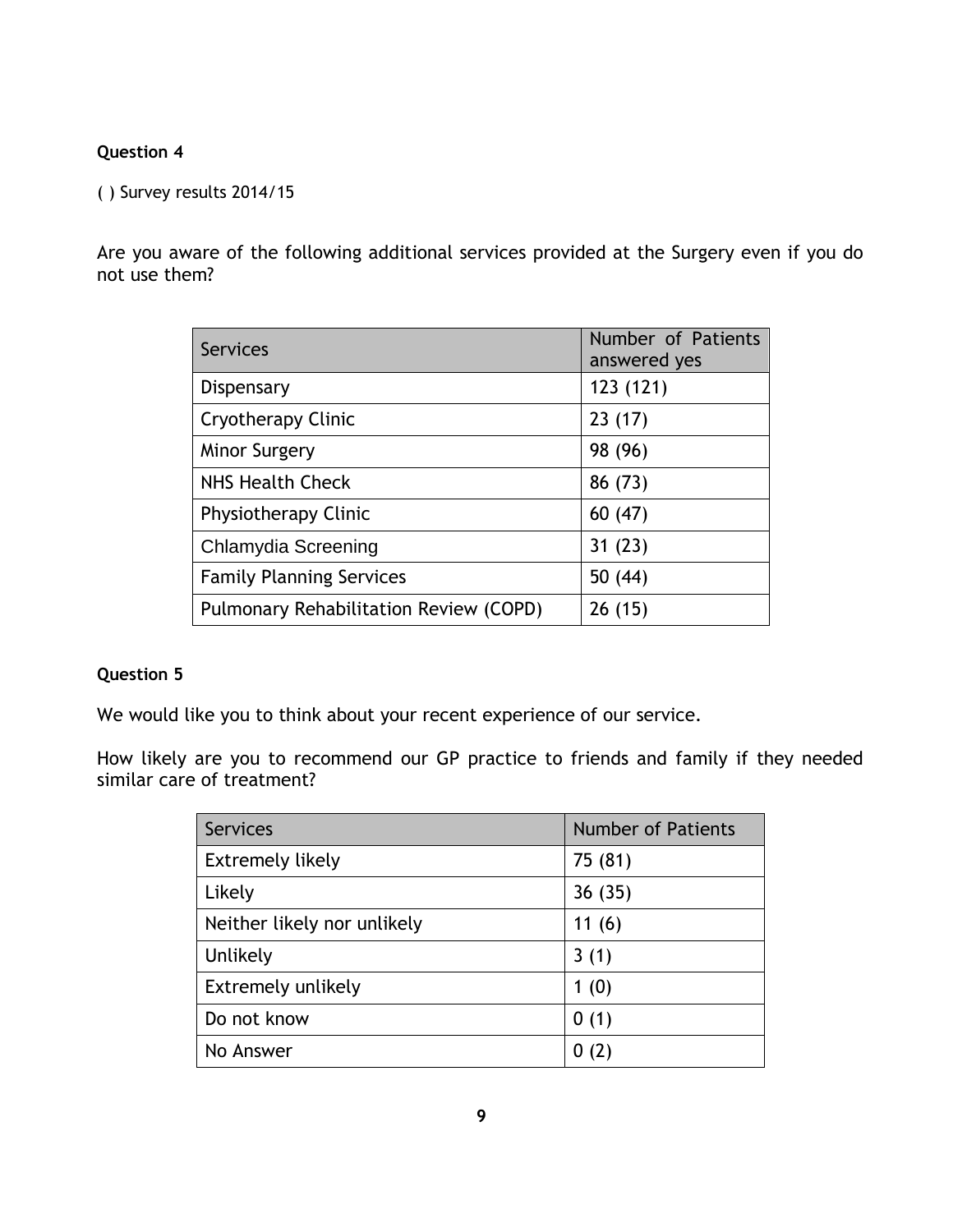**Question 4**

( ) Survey results 2014/15

Are you aware of the following additional services provided at the Surgery even if you do not use them?

| Services | Number of Patients answered yes |
|---|---|
| Dispensary | 123 (121) |
| Cryotherapy Clinic | 23 (17) |
| Minor Surgery | 98 (96) |
| NHS Health Check | 86 (73) |
| Physiotherapy Clinic | 60 (47) |
| Chlamydia Screening | 31 (23) |
| Family Planning Services | 50 (44) |
| Pulmonary Rehabilitation Review (COPD) | 26 (15) |

**Question 5**

We would like you to think about your recent experience of our service.

How likely are you to recommend our GP practice to friends and family if they needed similar care of treatment?

| Services | Number of Patients |
|---|---|
| Extremely likely | 75 (81) |
| Likely | 36 (35) |
| Neither likely nor unlikely | 11 (6) |
| Unlikely | 3 (1) |
| Extremely unlikely | 1 (0) |
| Do not know | 0 (1) |
| No Answer | 0 (2) |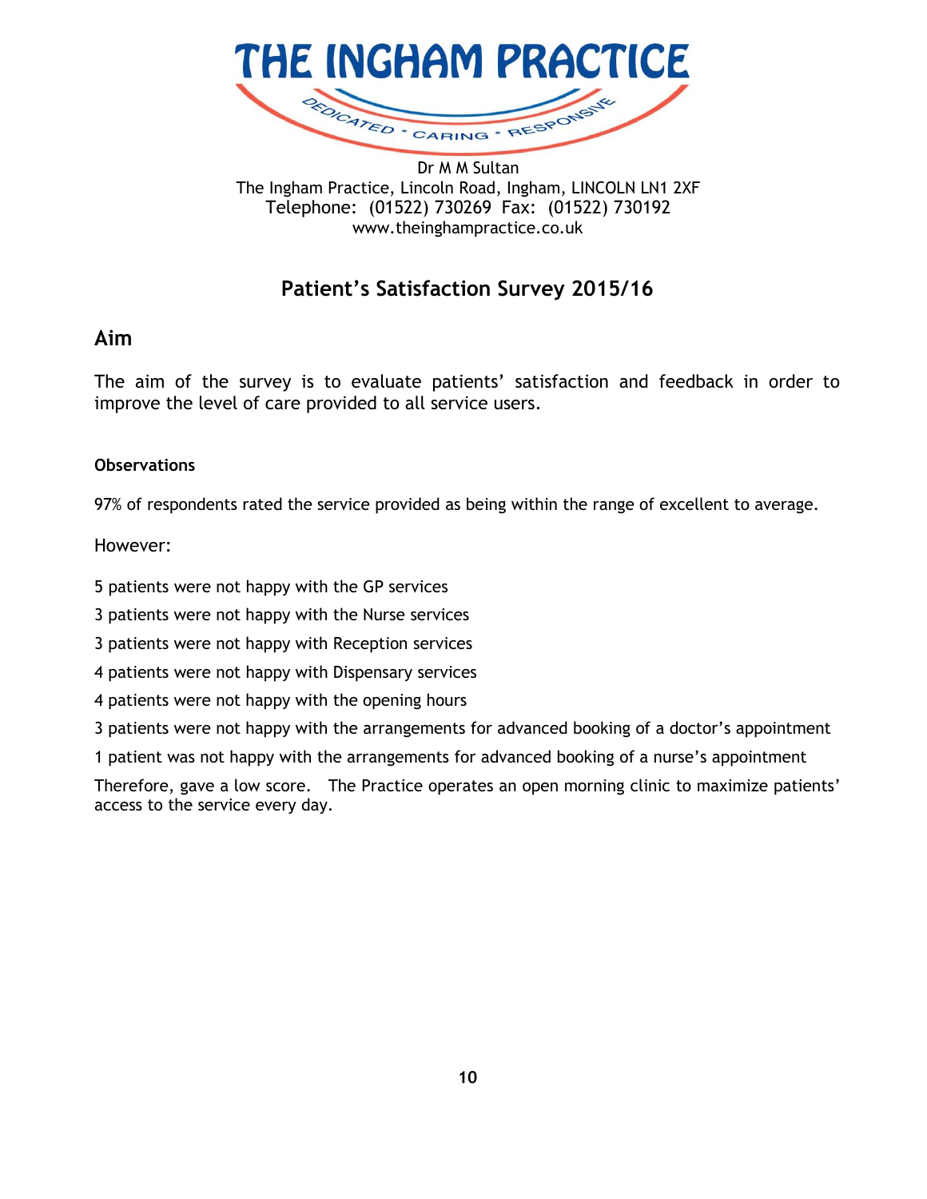# THE INGHAM PRACTICE

DEDICATED * CARING * RESPONSIVE

Dr M M Sultan
The Ingham Practice, Lincoln Road, Ingham, LINCOLN LN1 2XF
Telephone: (01522) 730269 Fax: (01522) 730192
www.theinghampractice.co.uk

## Patient's Satisfaction Survey 2015/16

### Aim

The aim of the survey is to evaluate patients' satisfaction and feedback in order to improve the level of care provided to all service users.

**Observations**

97% of respondents rated the service provided as being within the range of excellent to average.

However:

5 patients were not happy with the GP services

3 patients were not happy with the Nurse services

3 patients were not happy with Reception services

4 patients were not happy with Dispensary services

4 patients were not happy with the opening hours

3 patients were not happy with the arrangements for advanced booking of a doctor's appointment

1 patient was not happy with the arrangements for advanced booking of a nurse's appointment

Therefore, gave a low score. The Practice operates an open morning clinic to maximize patients' access to the service every day.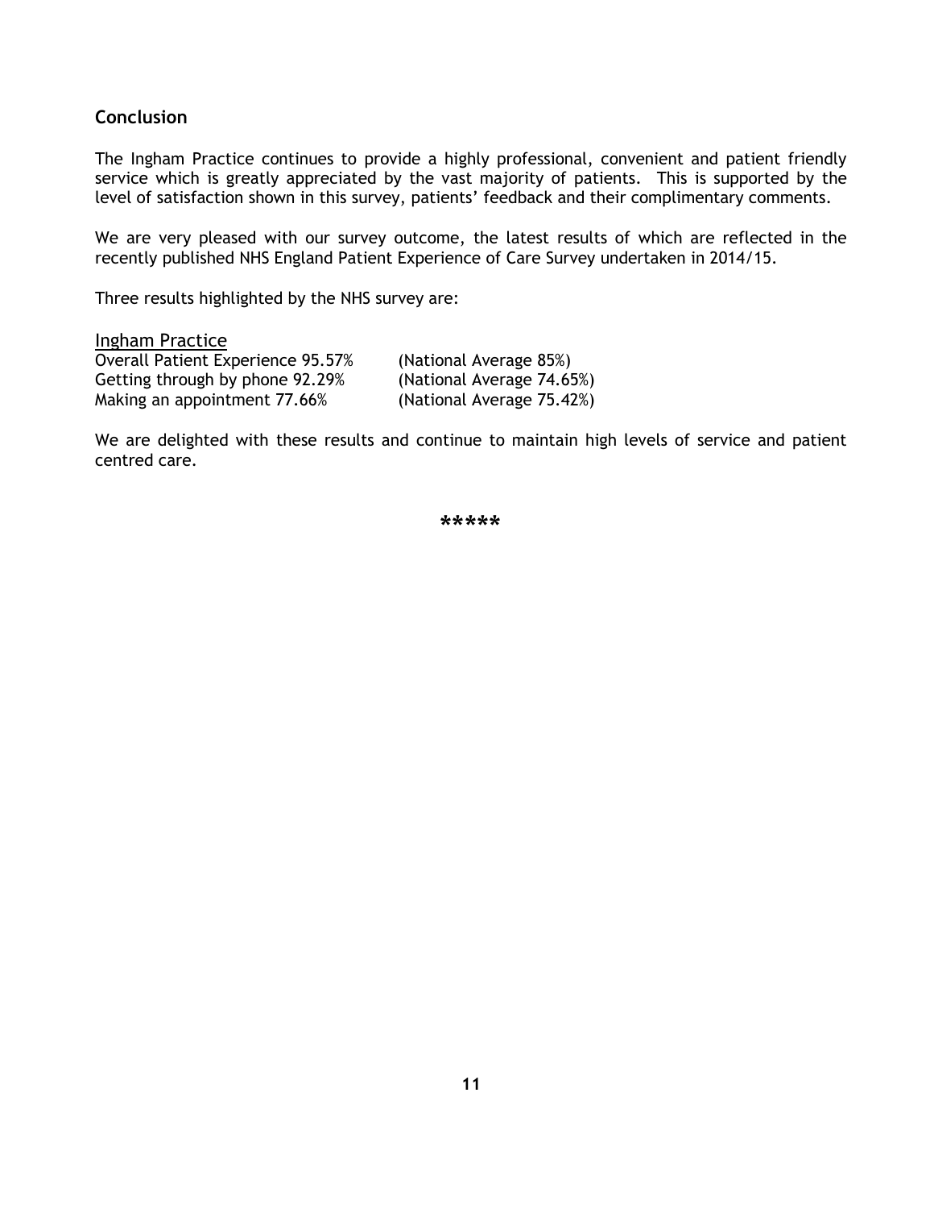## Conclusion

The Ingham Practice continues to provide a highly professional, convenient and patient friendly service which is greatly appreciated by the vast majority of patients. This is supported by the level of satisfaction shown in this survey, patients' feedback and their complimentary comments.

We are very pleased with our survey outcome, the latest results of which are reflected in the recently published NHS England Patient Experience of Care Survey undertaken in 2014/15.

Three results highlighted by the NHS survey are:

<u>Ingham Practice</u>

| | |
|---|---|
| Overall Patient Experience 95.57% | (National Average 85%) |
| Getting through by phone 92.29% | (National Average 74.65%) |
| Making an appointment 77.66% | (National Average 75.42%) |

We are delighted with these results and continue to maintain high levels of service and patient centred care.

*****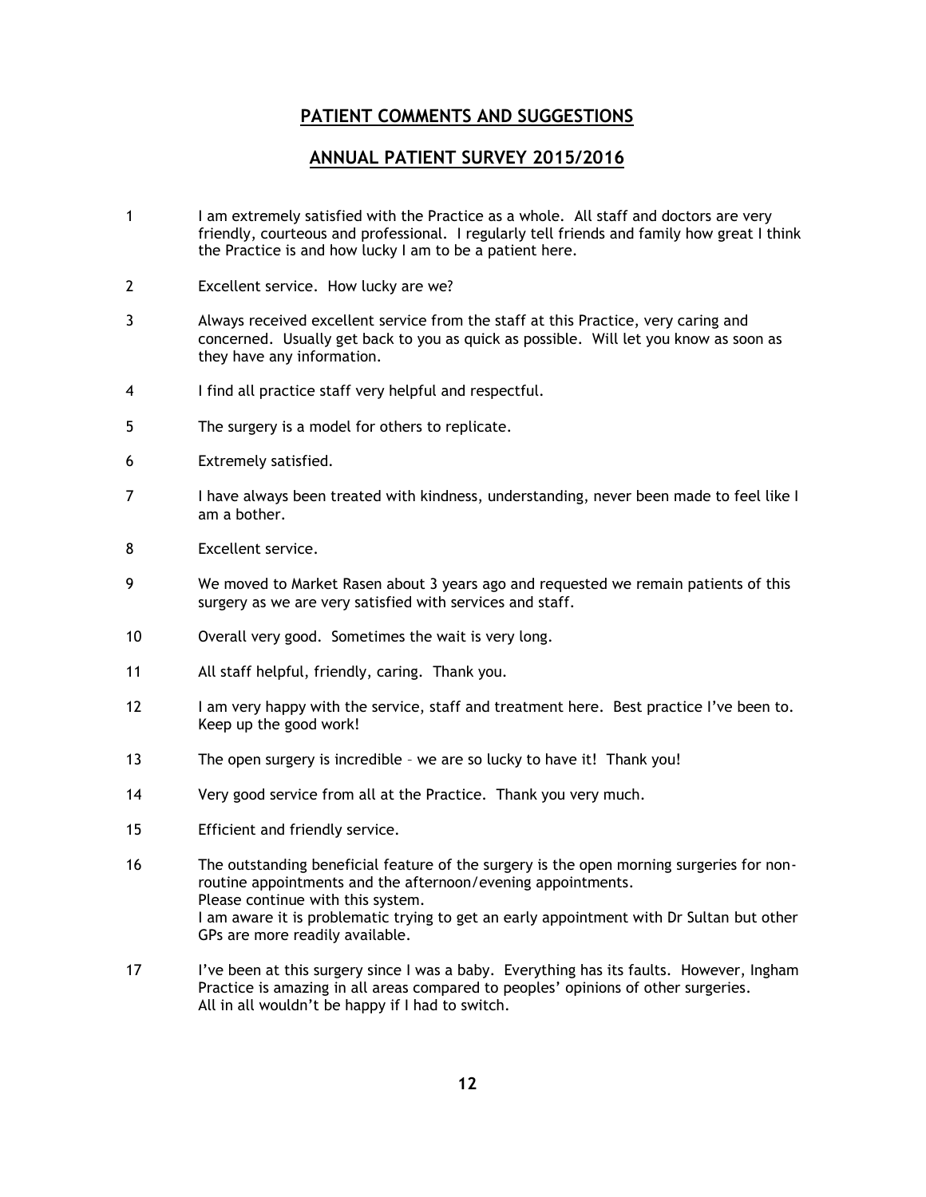## PATIENT COMMENTS AND SUGGESTIONS

## ANNUAL PATIENT SURVEY 2015/2016

1. I am extremely satisfied with the Practice as a whole. All staff and doctors are very friendly, courteous and professional. I regularly tell friends and family how great I think the Practice is and how lucky I am to be a patient here.

2. Excellent service. How lucky are we?

3. Always received excellent service from the staff at this Practice, very caring and concerned. Usually get back to you as quick as possible. Will let you know as soon as they have any information.

4. I find all practice staff very helpful and respectful.

5. The surgery is a model for others to replicate.

6. Extremely satisfied.

7. I have always been treated with kindness, understanding, never been made to feel like I am a bother.

8. Excellent service.

9. We moved to Market Rasen about 3 years ago and requested we remain patients of this surgery as we are very satisfied with services and staff.

10. Overall very good. Sometimes the wait is very long.

11. All staff helpful, friendly, caring. Thank you.

12. I am very happy with the service, staff and treatment here. Best practice I've been to. Keep up the good work!

13. The open surgery is incredible – we are so lucky to have it! Thank you!

14. Very good service from all at the Practice. Thank you very much.

15. Efficient and friendly service.

16. The outstanding beneficial feature of the surgery is the open morning surgeries for non-routine appointments and the afternoon/evening appointments.
    Please continue with this system.
    I am aware it is problematic trying to get an early appointment with Dr Sultan but other GPs are more readily available.

17. I've been at this surgery since I was a baby. Everything has its faults. However, Ingham Practice is amazing in all areas compared to peoples' opinions of other surgeries.
    All in all wouldn't be happy if I had to switch.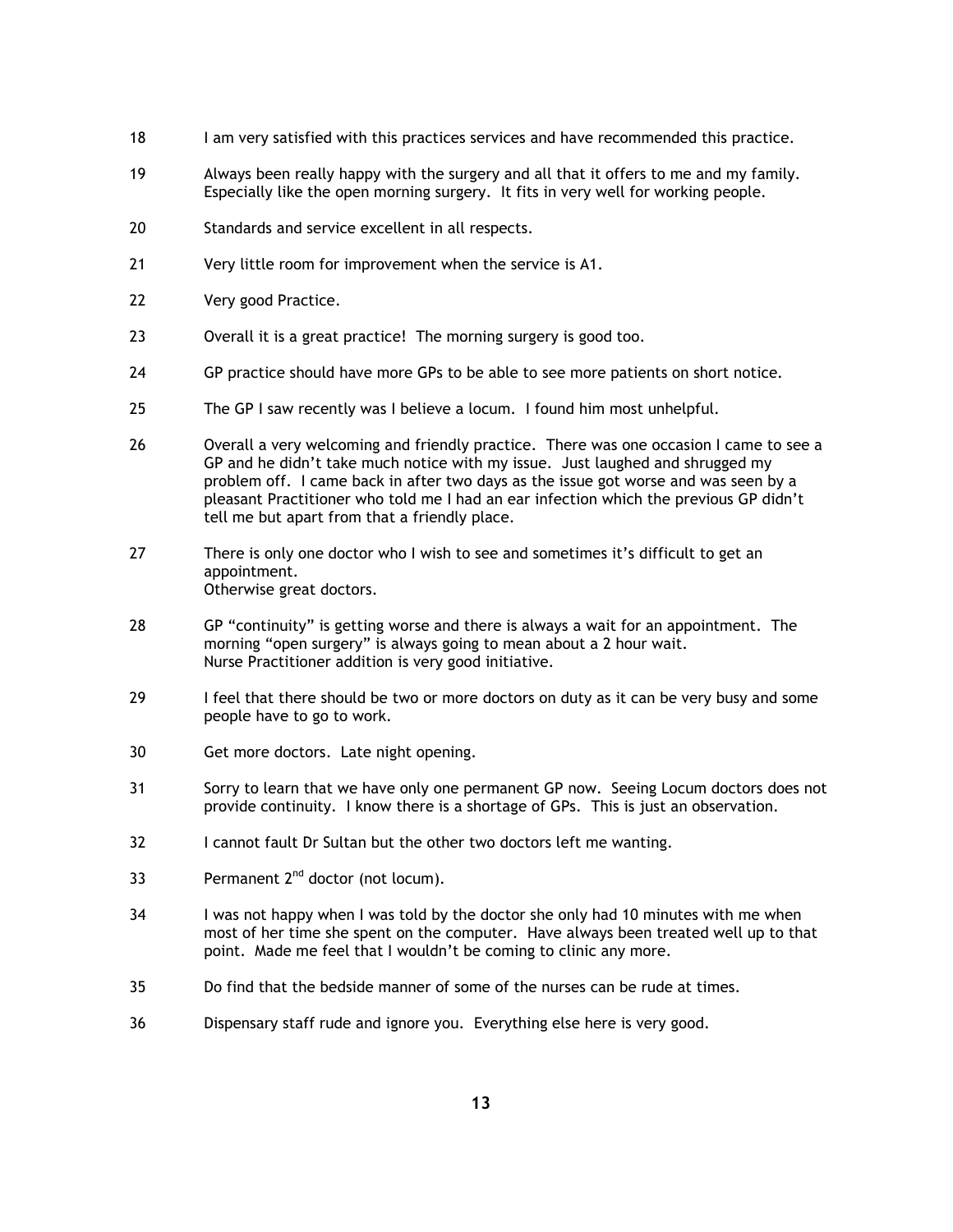18 I am very satisfied with this practices services and have recommended this practice.

19 Always been really happy with the surgery and all that it offers to me and my family. Especially like the open morning surgery. It fits in very well for working people.

20 Standards and service excellent in all respects.

21 Very little room for improvement when the service is A1.

22 Very good Practice.

23 Overall it is a great practice! The morning surgery is good too.

24 GP practice should have more GPs to be able to see more patients on short notice.

25 The GP I saw recently was I believe a locum. I found him most unhelpful.

26 Overall a very welcoming and friendly practice. There was one occasion I came to see a GP and he didn't take much notice with my issue. Just laughed and shrugged my problem off. I came back in after two days as the issue got worse and was seen by a pleasant Practitioner who told me I had an ear infection which the previous GP didn't tell me but apart from that a friendly place.

27 There is only one doctor who I wish to see and sometimes it's difficult to get an appointment.
Otherwise great doctors.

28 GP "continuity" is getting worse and there is always a wait for an appointment. The morning "open surgery" is always going to mean about a 2 hour wait.
Nurse Practitioner addition is very good initiative.

29 I feel that there should be two or more doctors on duty as it can be very busy and some people have to go to work.

30 Get more doctors. Late night opening.

31 Sorry to learn that we have only one permanent GP now. Seeing Locum doctors does not provide continuity. I know there is a shortage of GPs. This is just an observation.

32 I cannot fault Dr Sultan but the other two doctors left me wanting.

33 Permanent 2nd doctor (not locum).

34 I was not happy when I was told by the doctor she only had 10 minutes with me when most of her time she spent on the computer. Have always been treated well up to that point. Made me feel that I wouldn't be coming to clinic any more.

35 Do find that the bedside manner of some of the nurses can be rude at times.

36 Dispensary staff rude and ignore you. Everything else here is very good.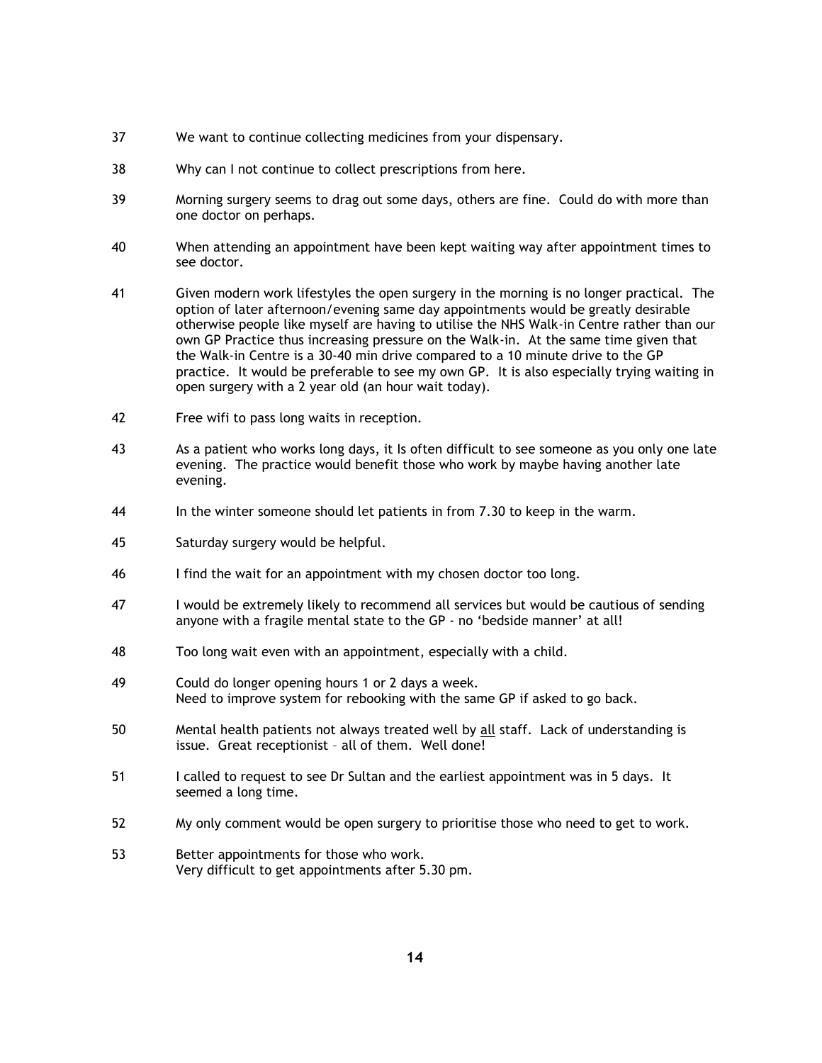37 We want to continue collecting medicines from your dispensary.

38 Why can I not continue to collect prescriptions from here.

39 Morning surgery seems to drag out some days, others are fine. Could do with more than one doctor on perhaps.

40 When attending an appointment have been kept waiting way after appointment times to see doctor.

41 Given modern work lifestyles the open surgery in the morning is no longer practical. The option of later afternoon/evening same day appointments would be greatly desirable otherwise people like myself are having to utilise the NHS Walk-in Centre rather than our own GP Practice thus increasing pressure on the Walk-in. At the same time given that the Walk-in Centre is a 30-40 min drive compared to a 10 minute drive to the GP practice. It would be preferable to see my own GP. It is also especially trying waiting in open surgery with a 2 year old (an hour wait today).

42 Free wifi to pass long waits in reception.

43 As a patient who works long days, it Is often difficult to see someone as you only one late evening. The practice would benefit those who work by maybe having another late evening.

44 In the winter someone should let patients in from 7.30 to keep in the warm.

45 Saturday surgery would be helpful.

46 I find the wait for an appointment with my chosen doctor too long.

47 I would be extremely likely to recommend all services but would be cautious of sending anyone with a fragile mental state to the GP - no 'bedside manner' at all!

48 Too long wait even with an appointment, especially with a child.

49 Could do longer opening hours 1 or 2 days a week.
Need to improve system for rebooking with the same GP if asked to go back.

50 Mental health patients not always treated well by <u>all</u> staff. Lack of understanding is issue. Great receptionist – all of them. Well done!

51 I called to request to see Dr Sultan and the earliest appointment was in 5 days. It seemed a long time.

52 My only comment would be open surgery to prioritise those who need to get to work.

53 Better appointments for those who work.
Very difficult to get appointments after 5.30 pm.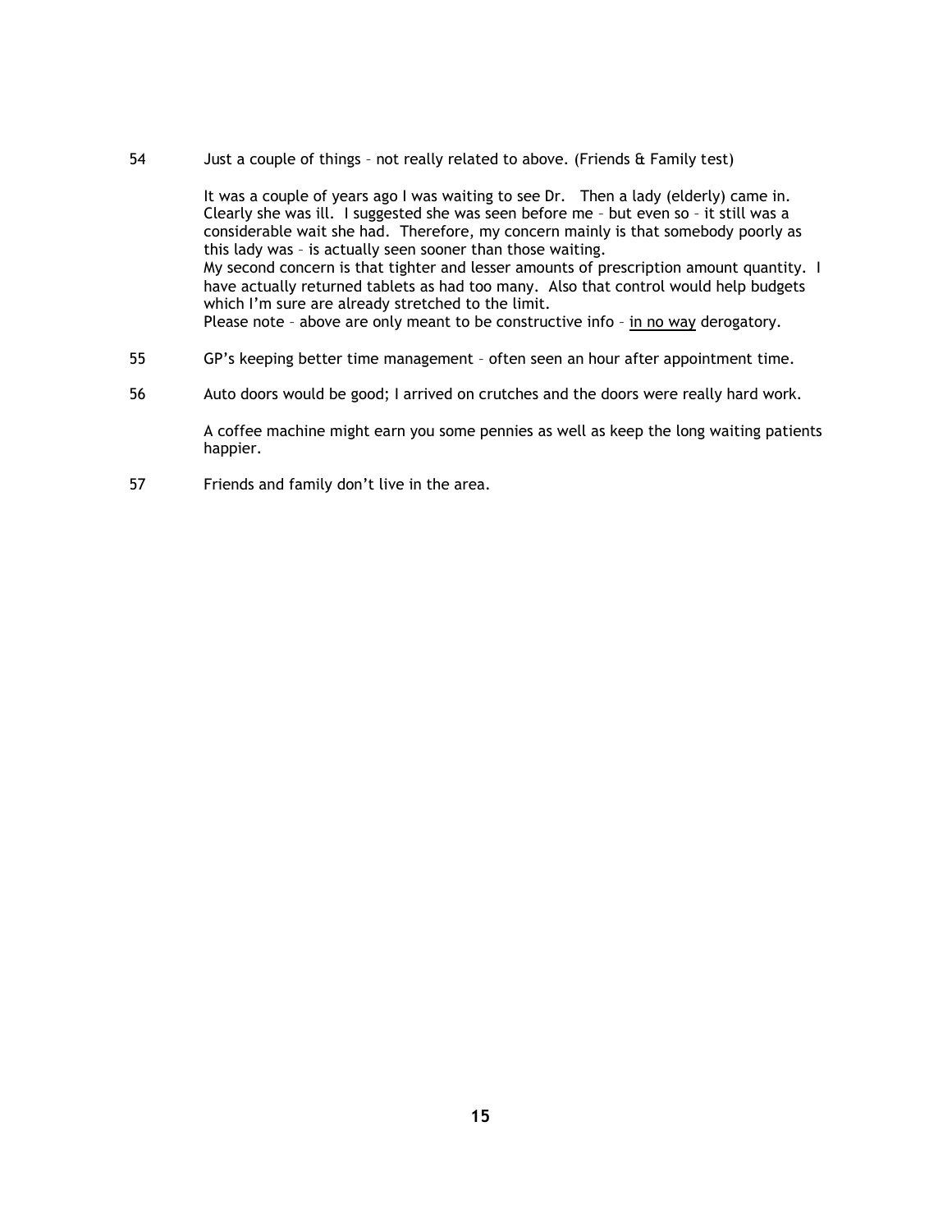54 Just a couple of things – not really related to above. (Friends & Family test)

It was a couple of years ago I was waiting to see Dr. Then a lady (elderly) came in. Clearly she was ill. I suggested she was seen before me – but even so – it still was a considerable wait she had. Therefore, my concern mainly is that somebody poorly as this lady was – is actually seen sooner than those waiting.
My second concern is that tighter and lesser amounts of prescription amount quantity. I have actually returned tablets as had too many. Also that control would help budgets which I'm sure are already stretched to the limit.
Please note – above are only meant to be constructive info – <u>in no way</u> derogatory.

55 GP's keeping better time management – often seen an hour after appointment time.

56 Auto doors would be good; I arrived on crutches and the doors were really hard work.

A coffee machine might earn you some pennies as well as keep the long waiting patients happier.

57 Friends and family don't live in the area.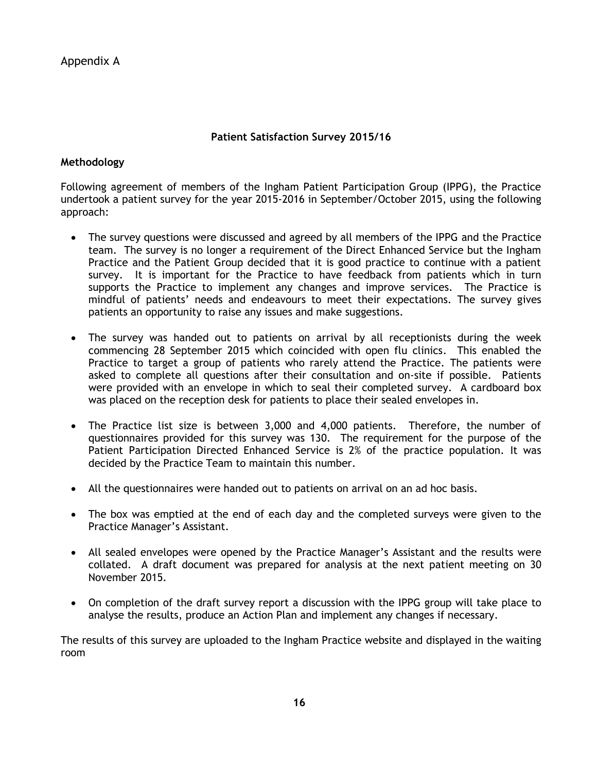Appendix A

## Patient Satisfaction Survey 2015/16

### Methodology

Following agreement of members of the Ingham Patient Participation Group (IPPG), the Practice undertook a patient survey for the year 2015-2016 in September/October 2015, using the following approach:

- The survey questions were discussed and agreed by all members of the IPPG and the Practice team. The survey is no longer a requirement of the Direct Enhanced Service but the Ingham Practice and the Patient Group decided that it is good practice to continue with a patient survey. It is important for the Practice to have feedback from patients which in turn supports the Practice to implement any changes and improve services. The Practice is mindful of patients' needs and endeavours to meet their expectations. The survey gives patients an opportunity to raise any issues and make suggestions.

- The survey was handed out to patients on arrival by all receptionists during the week commencing 28 September 2015 which coincided with open flu clinics. This enabled the Practice to target a group of patients who rarely attend the Practice. The patients were asked to complete all questions after their consultation and on-site if possible. Patients were provided with an envelope in which to seal their completed survey. A cardboard box was placed on the reception desk for patients to place their sealed envelopes in.

- The Practice list size is between 3,000 and 4,000 patients. Therefore, the number of questionnaires provided for this survey was 130. The requirement for the purpose of the Patient Participation Directed Enhanced Service is 2% of the practice population. It was decided by the Practice Team to maintain this number.

- All the questionnaires were handed out to patients on arrival on an ad hoc basis.

- The box was emptied at the end of each day and the completed surveys were given to the Practice Manager's Assistant.

- All sealed envelopes were opened by the Practice Manager's Assistant and the results were collated. A draft document was prepared for analysis at the next patient meeting on 30 November 2015.

- On completion of the draft survey report a discussion with the IPPG group will take place to analyse the results, produce an Action Plan and implement any changes if necessary.

The results of this survey are uploaded to the Ingham Practice website and displayed in the waiting room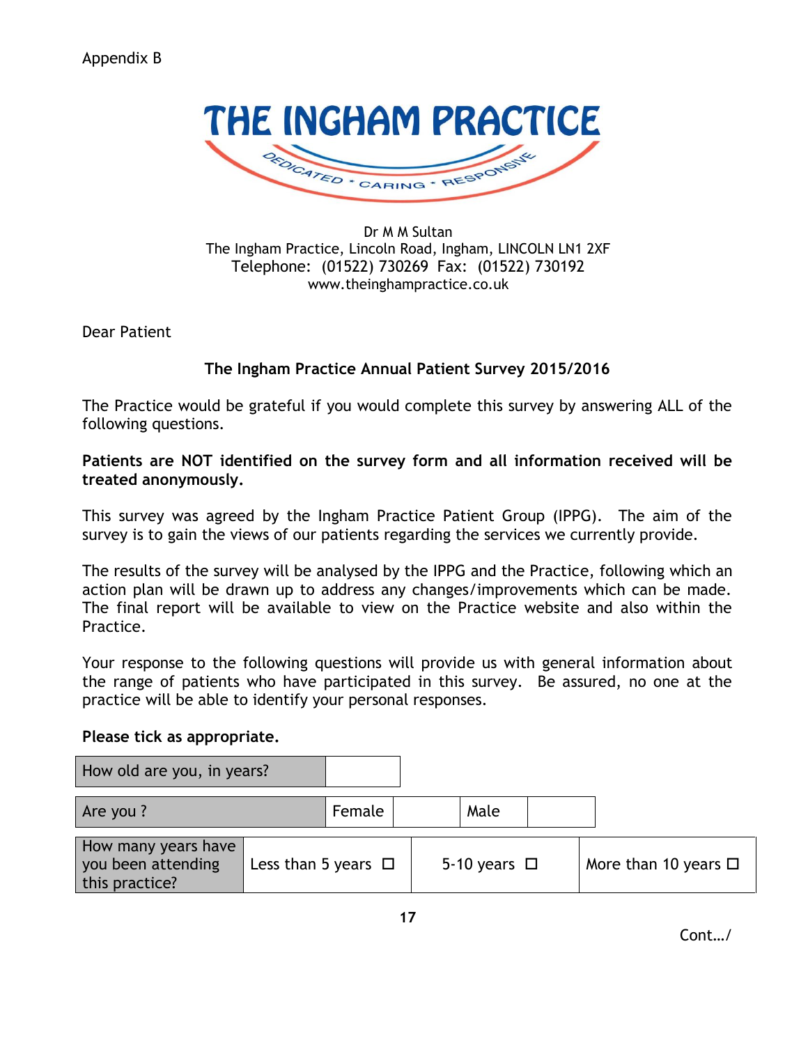Appendix B

# THE INGHAM PRACTICE

DEDICATED * CARING * RESPONSIVE

Dr M M Sultan
The Ingham Practice, Lincoln Road, Ingham, LINCOLN LN1 2XF
Telephone: (01522) 730269 Fax: (01522) 730192
www.theinghampractice.co.uk

Dear Patient

**The Ingham Practice Annual Patient Survey 2015/2016**

The Practice would be grateful if you would complete this survey by answering ALL of the following questions.

**Patients are NOT identified on the survey form and all information received will be treated anonymously.**

This survey was agreed by the Ingham Practice Patient Group (IPPG). The aim of the survey is to gain the views of our patients regarding the services we currently provide.

The results of the survey will be analysed by the IPPG and the Practice, following which an action plan will be drawn up to address any changes/improvements which can be made. The final report will be available to view on the Practice website and also within the Practice.

Your response to the following questions will provide us with general information about the range of patients who have participated in this survey. Be assured, no one at the practice will be able to identify your personal responses.

**Please tick as appropriate.**

| How old are you, in years? | |
|---|---|

| Are you ? | Female | | Male | |
|---|---|---|---|---|

| How many years have you been attending this practice? | Less than 5 years ☐ | 5-10 years ☐ | More than 10 years ☐ |
|---|---|---|---|

Cont…/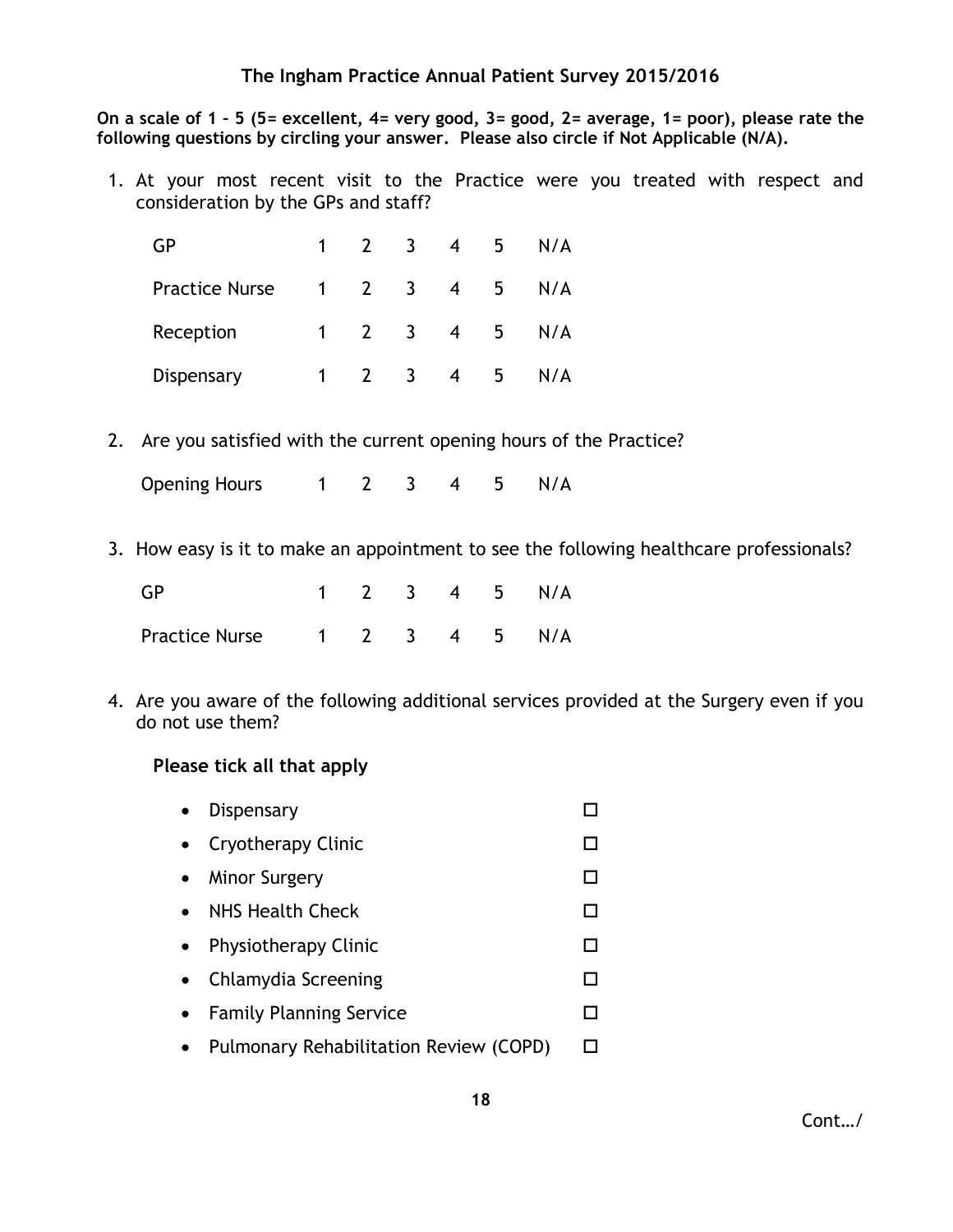## The Ingham Practice Annual Patient Survey 2015/2016

**On a scale of 1 – 5 (5= excellent, 4= very good, 3= good, 2= average, 1= poor), please rate the following questions by circling your answer. Please also circle if Not Applicable (N/A).**

1. At your most recent visit to the Practice were you treated with respect and consideration by the GPs and staff?

| | | | | | | |
|---|---|---|---|---|---|---|
| GP | 1 | 2 | 3 | 4 | 5 | N/A |
| Practice Nurse | 1 | 2 | 3 | 4 | 5 | N/A |
| Reception | 1 | 2 | 3 | 4 | 5 | N/A |
| Dispensary | 1 | 2 | 3 | 4 | 5 | N/A |

2. Are you satisfied with the current opening hours of the Practice?

| | | | | | | |
|---|---|---|---|---|---|---|
| Opening Hours | 1 | 2 | 3 | 4 | 5 | N/A |

3. How easy is it to make an appointment to see the following healthcare professionals?

| | | | | | | |
|---|---|---|---|---|---|---|
| GP | 1 | 2 | 3 | 4 | 5 | N/A |
| Practice Nurse | 1 | 2 | 3 | 4 | 5 | N/A |

4. Are you aware of the following additional services provided at the Surgery even if you do not use them?

**Please tick all that apply**

- Dispensary ☐
- Cryotherapy Clinic ☐
- Minor Surgery ☐
- NHS Health Check ☐
- Physiotherapy Clinic ☐
- Chlamydia Screening ☐
- Family Planning Service ☐
- Pulmonary Rehabilitation Review (COPD) ☐

Cont…/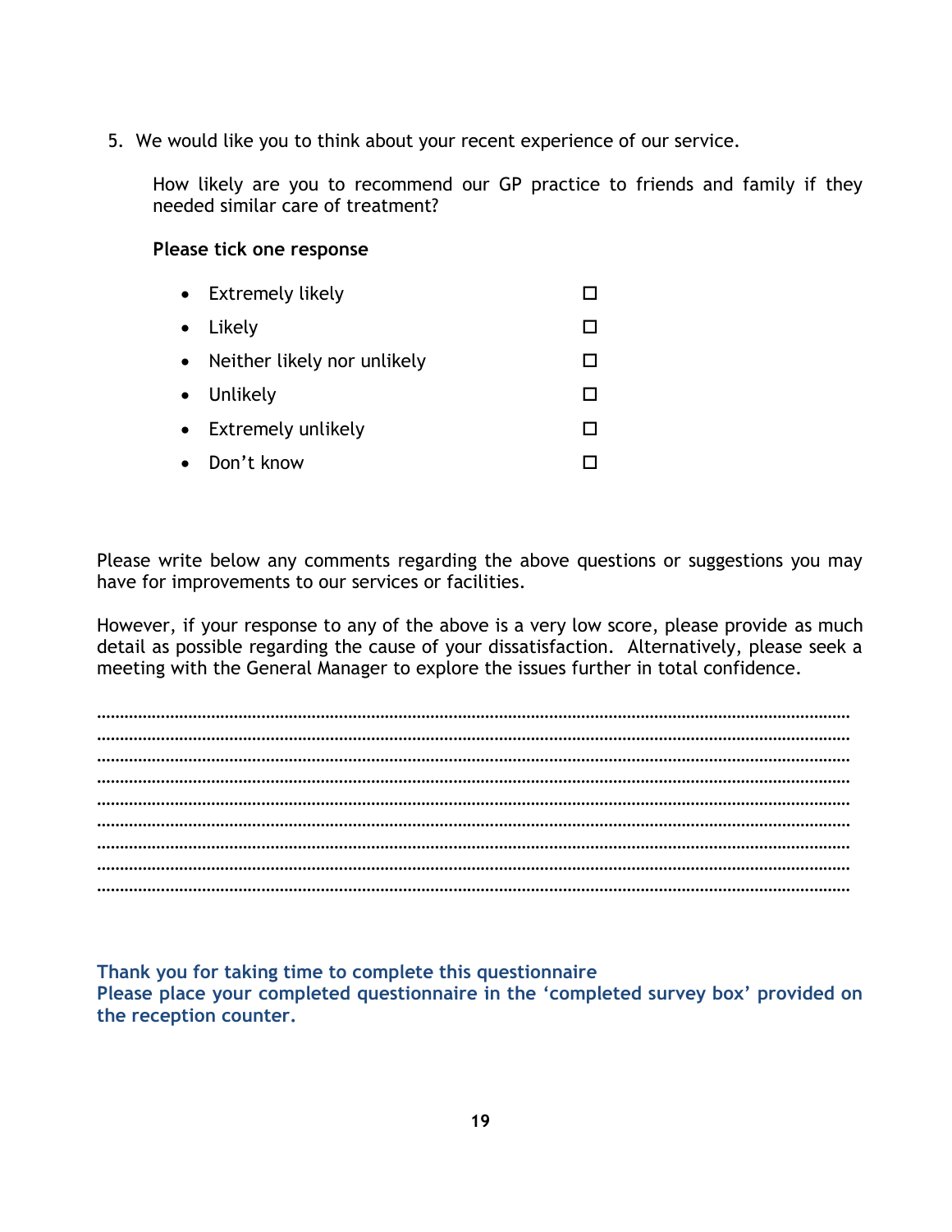5. We would like you to think about your recent experience of our service.

   How likely are you to recommend our GP practice to friends and family if they needed similar care of treatment?

   **Please tick one response**

   - Extremely likely ☐
   - Likely ☐
   - Neither likely nor unlikely ☐
   - Unlikely ☐
   - Extremely unlikely ☐
   - Don't know ☐

Please write below any comments regarding the above questions or suggestions you may have for improvements to our services or facilities.

However, if your response to any of the above is a very low score, please provide as much detail as possible regarding the cause of your dissatisfaction. Alternatively, please seek a meeting with the General Manager to explore the issues further in total confidence.

……………………………………………………………………………………………………………………………………………
……………………………………………………………………………………………………………………………………………
……………………………………………………………………………………………………………………………………………
……………………………………………………………………………………………………………………………………………
……………………………………………………………………………………………………………………………………………
……………………………………………………………………………………………………………………………………………
……………………………………………………………………………………………………………………………………………
……………………………………………………………………………………………………………………………………………
……………………………………………………………………………………………………………………………………………

**Thank you for taking time to complete this questionnaire**
**Please place your completed questionnaire in the 'completed survey box' provided on the reception counter.**